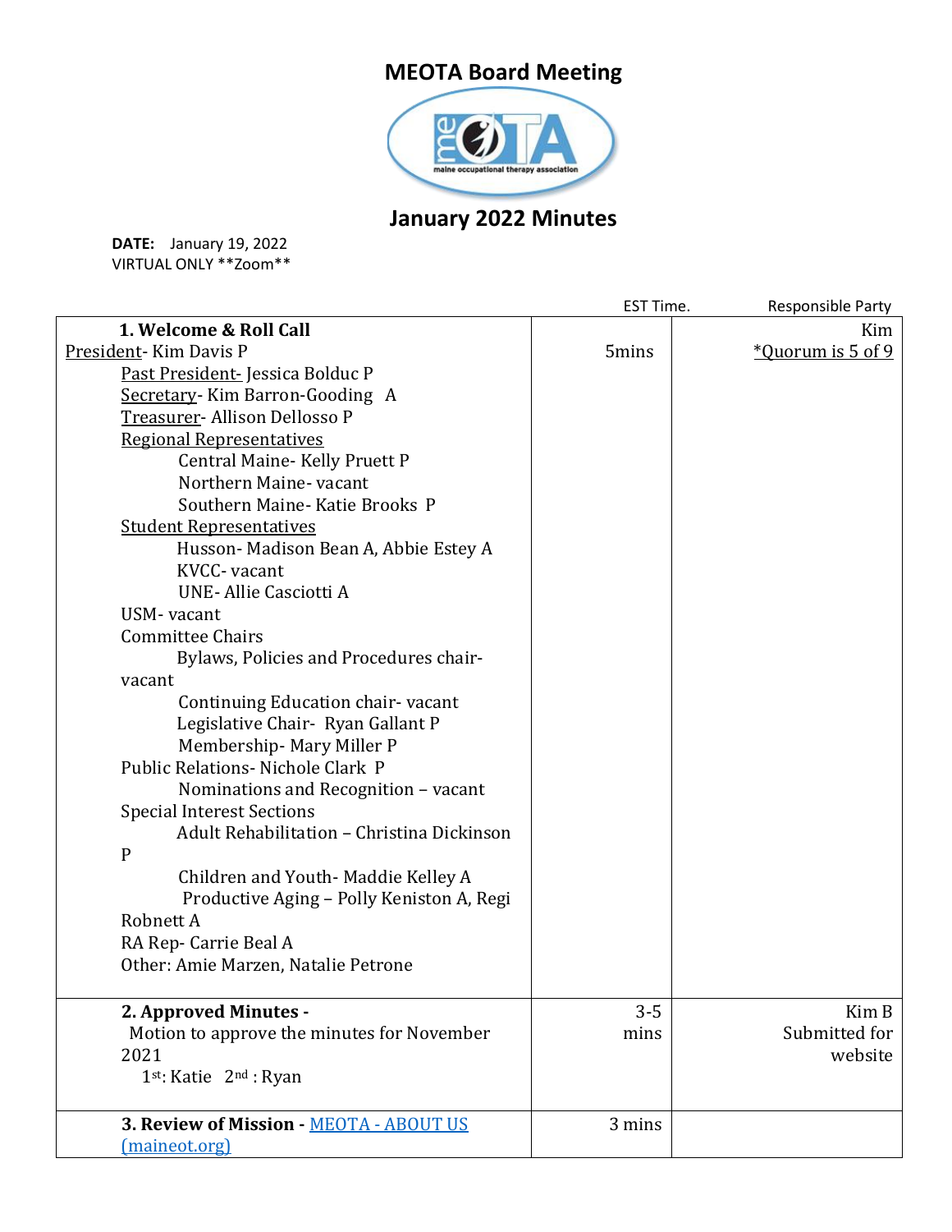# MEOTA Board Meeting

## January 2022 Minutes

**DATE:** January 19, 2022
VIRTUAL ONLY **Zoom**

| | EST Time. | Responsible Party |
|---|---|---|
| **1. Welcome & Roll Call**<br>President- Kim Davis P<br>Past President- Jessica Bolduc P<br>Secretary- Kim Barron-Gooding A<br>Treasurer- Allison Dellosso P<br>Regional Representatives<br>Central Maine- Kelly Pruett P<br>Northern Maine- vacant<br>Southern Maine- Katie Brooks P<br>Student Representatives<br>Husson- Madison Bean A, Abbie Estey A<br>KVCC- vacant<br>UNE- Allie Casciotti A<br>USM- vacant<br>Committee Chairs<br>Bylaws, Policies and Procedures chair- vacant<br>Continuing Education chair- vacant<br>Legislative Chair- Ryan Gallant P<br>Membership- Mary Miller P<br>Public Relations- Nichole Clark P<br>Nominations and Recognition – vacant<br>Special Interest Sections<br>Adult Rehabilitation – Christina Dickinson P<br>Children and Youth- Maddie Kelley A<br>Productive Aging – Polly Keniston A, Regi Robnett A<br>RA Rep- Carrie Beal A<br>Other: Amie Marzen, Natalie Petrone | 5mins | Kim<br>*Quorum is 5 of 9 |
| **2. Approved Minutes -**<br>Motion to approve the minutes for November 2021<br>1st: Katie 2nd : Ryan | 3-5 mins | Kim B<br>Submitted for website |
| **3. Review of Mission -** [MEOTA - ABOUT US (maineot.org)](maineot.org) | 3 mins | |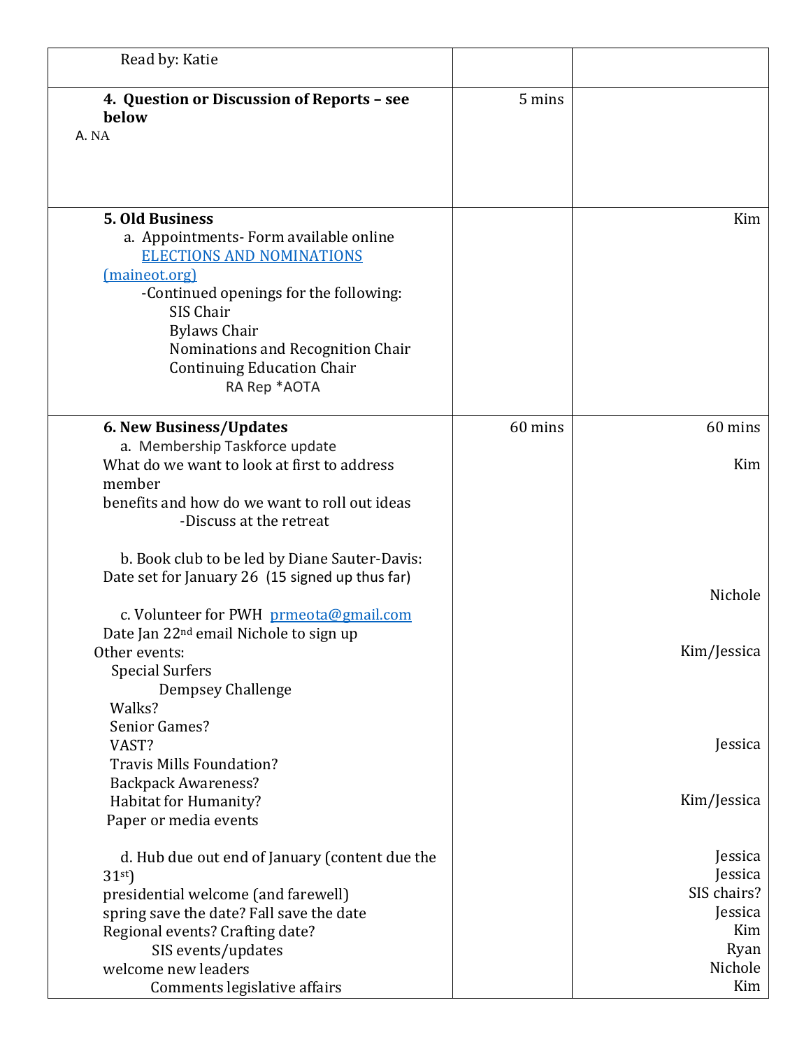| | | |
|---|---|---|
| Read by: Katie | | |
| **4. Question or Discussion of Reports – see below**<br>A. NA | 5 mins | |
| **5. Old Business**<br>a. Appointments- Form available online [ELECTIONS AND NOMINATIONS (maineot.org)](maineot.org)<br>-Continued openings for the following:<br>SIS Chair<br>Bylaws Chair<br>Nominations and Recognition Chair<br>Continuing Education Chair<br>RA Rep *AOTA | | Kim |
| **6. New Business/Updates**<br>a. Membership Taskforce update<br>What do we want to look at first to address member benefits and how do we want to roll out ideas<br>-Discuss at the retreat<br><br>b. Book club to be led by Diane Sauter-Davis: Date set for January 26 (15 signed up thus far)<br><br>c. Volunteer for PWH prmeota@gmail.com<br>Date Jan 22nd email Nichole to sign up<br>Other events:<br>Special Surfers<br>Dempsey Challenge<br>Walks?<br>Senior Games?<br>VAST?<br>Travis Mills Foundation?<br>Backpack Awareness?<br>Habitat for Humanity?<br>Paper or media events<br><br>d. Hub due out end of January (content due the 31st)<br>presidential welcome (and farewell)<br>spring save the date? Fall save the date<br>Regional events? Crafting date?<br>SIS events/updates<br>welcome new leaders<br>Comments legislative affairs | 60 mins | 60 mins<br><br>Kim<br><br><br><br><br>Nichole<br><br>Kim/Jessica<br><br><br><br>Jessica<br><br><br>Kim/Jessica<br><br><br>Jessica<br>Jessica<br>SIS chairs?<br>Jessica<br>Kim<br>Ryan<br>Nichole<br>Kim |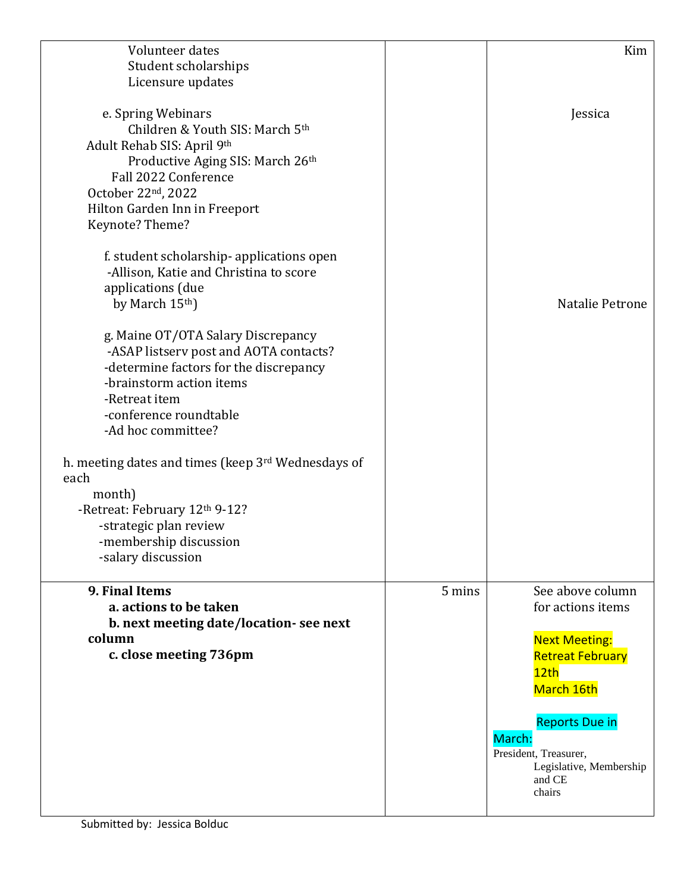| | | |
|---|---|---|
| Volunteer dates<br>Student scholarships<br>Licensure updates<br><br>e. Spring Webinars<br>Children & Youth SIS: March 5th<br>Adult Rehab SIS: April 9th<br>Productive Aging SIS: March 26th<br>Fall 2022 Conference<br>October 22nd, 2022<br>Hilton Garden Inn in Freeport<br>Keynote? Theme?<br><br>f. student scholarship- applications open<br>-Allison, Katie and Christina to score applications (due by March 15th)<br><br>g. Maine OT/OTA Salary Discrepancy<br>-ASAP listserv post and AOTA contacts?<br>-determine factors for the discrepancy<br>-brainstorm action items<br>-Retreat item<br>-conference roundtable<br>-Ad hoc committee?<br><br>h. meeting dates and times (keep 3rd Wednesdays of each month)<br>-Retreat: February 12th 9-12?<br>-strategic plan review<br>-membership discussion<br>-salary discussion | | Kim<br><br><br><br>Jessica<br><br><br><br><br><br><br><br><br><br><br><br>Natalie Petrone |
| **9. Final Items**<br>**a. actions to be taken**<br>**b. next meeting date/location- see next column**<br>**c. close meeting 736pm** | 5 mins | See above column for actions items<br><br>Next Meeting:<br>Retreat February 12th<br>March 16th<br><br>Reports Due in March:<br>President, Treasurer, Legislative, Membership and CE chairs |

Submitted by: Jessica Bolduc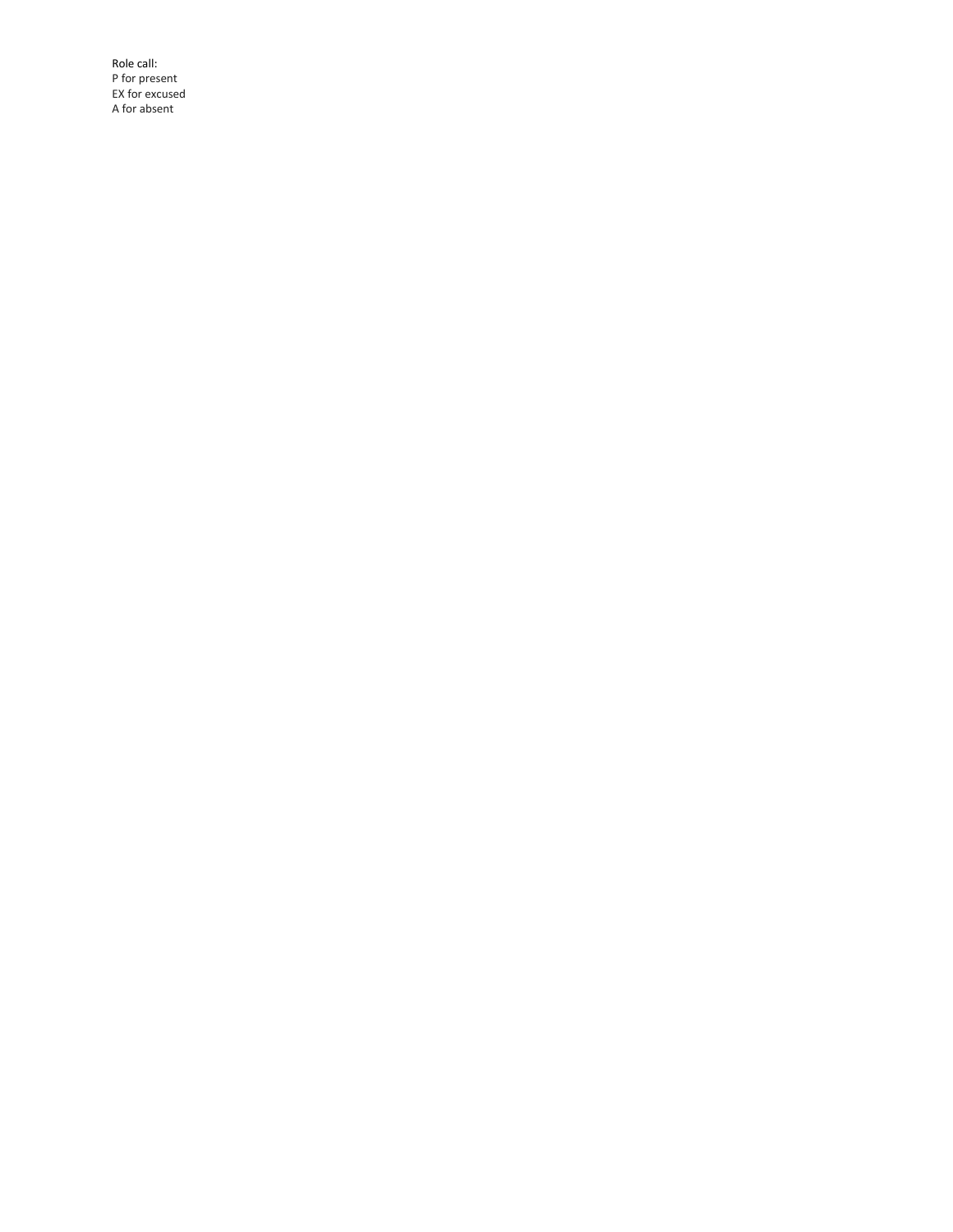Role call:
P for present
EX for excused
A for absent